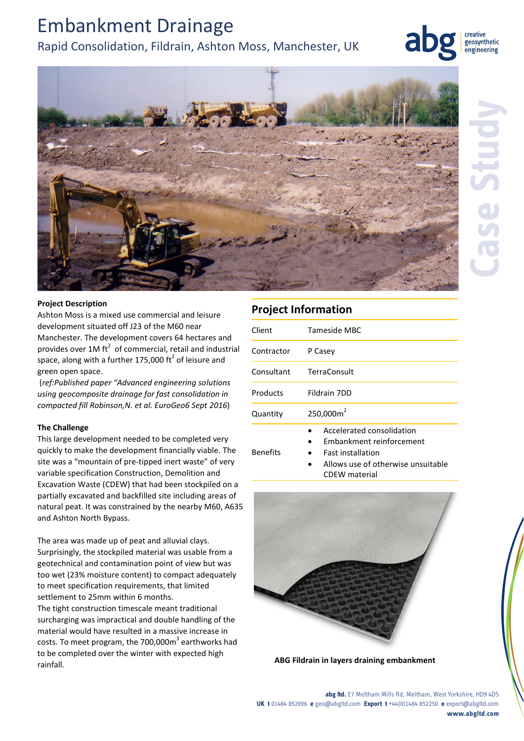# Embankment Drainage

## Rapid Consolidation, Fildrain, Ashton Moss, Manchester, UK

Case Study

**Project Description**

Ashton Moss is a mixed use commercial and leisure development situated off J23 of the M60 near Manchester. The development covers 64 hectares and provides over 1M $ft^2$ of commercial, retail and industrial space, along with a further 175,000 $ft^2$ of leisure and green open space.

(*ref:Published paper "Advanced engineering solutions using geocomposite drainage for fast consolidation in compacted fill Robinson,N. et al. EuroGeo6 Sept 2016*)

**The Challenge**

This large development needed to be completed very quickly to make the development financially viable. The site was a "mountain of pre-tipped inert waste" of very variable specification Construction, Demolition and Excavation Waste (CDEW) that had been stockpiled on a partially excavated and backfilled site including areas of natural peat. It was constrained by the nearby M60, A635 and Ashton North Bypass.

The area was made up of peat and alluvial clays. Surprisingly, the stockpiled material was usable from a geotechnical and contamination point of view but was too wet (23% moisture content) to compact adequately to meet specification requirements, that limited settlement to 25mm within 6 months.

The tight construction timescale meant traditional surcharging was impractical and double handling of the material would have resulted in a massive increase in costs. To meet program, the 700,000$m^3$ earthworks had to be completed over the winter with expected high rainfall.

## Project Information

| | |
|---|---|
| Client | Tameside MBC |
| Contractor | P Casey |
| Consultant | TerraConsult |
| Products | Fildrain 7DD |
| Quantity | 250,000$m^2$ |
| Benefits | • Accelerated consolidation<br>• Embankment reinforcement<br>• Fast installation<br>• Allows use of otherwise unsuitable CDEW material |

**ABG Fildrain in layers draining embankment**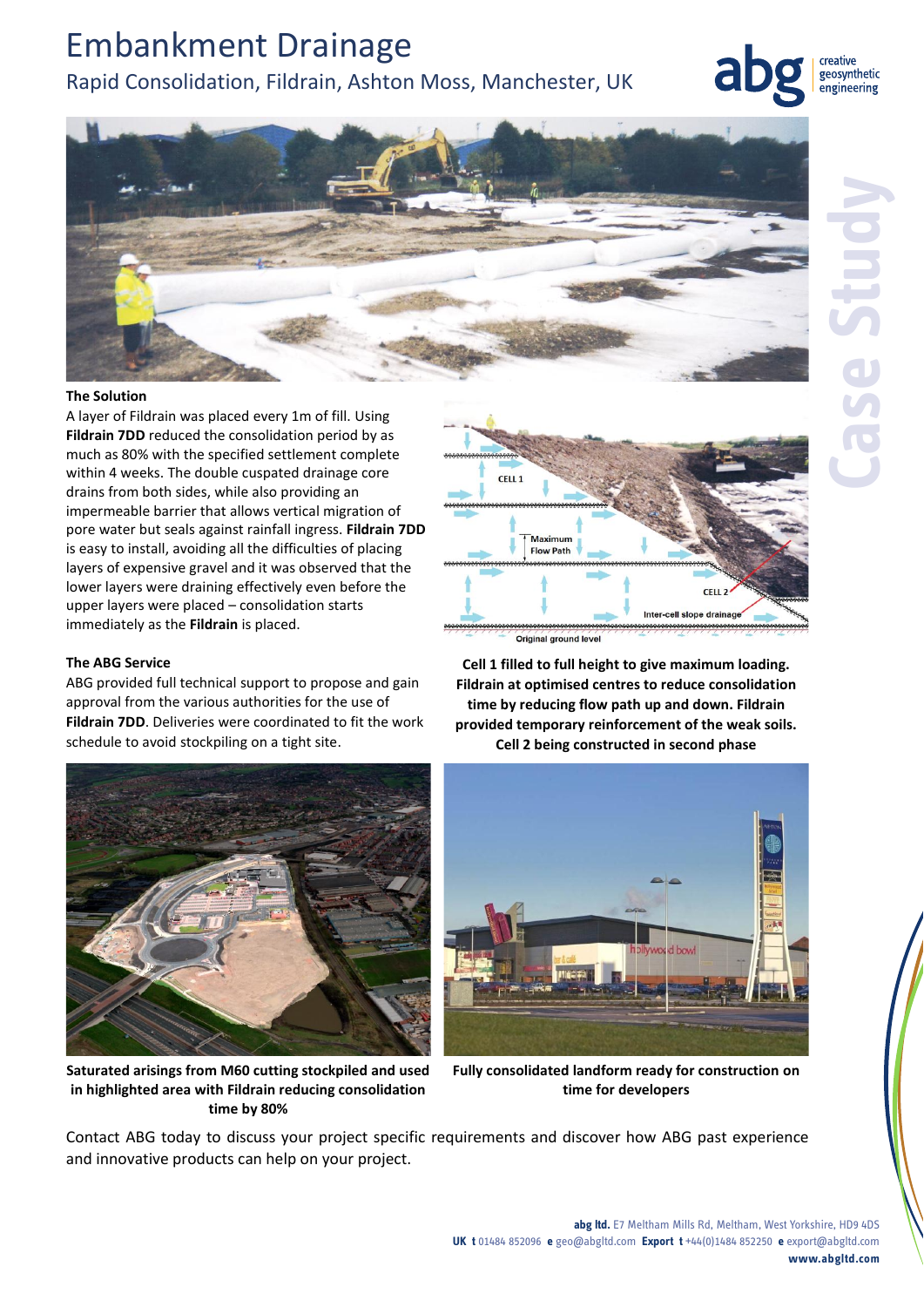# Embankment Drainage

## Rapid Consolidation, Fildrain, Ashton Moss, Manchester, UK

### The Solution

A layer of Fildrain was placed every 1m of fill. Using **Fildrain 7DD** reduced the consolidation period by as much as 80% with the specified settlement complete within 4 weeks. The double cuspated drainage core drains from both sides, while also providing an impermeable barrier that allows vertical migration of pore water but seals against rainfall ingress. **Fildrain 7DD** is easy to install, avoiding all the difficulties of placing layers of expensive gravel and it was observed that the lower layers were draining effectively even before the upper layers were placed – consolidation starts immediately as the **Fildrain** is placed.

### The ABG Service

ABG provided full technical support to propose and gain approval from the various authorities for the use of **Fildrain 7DD**. Deliveries were coordinated to fit the work schedule to avoid stockpiling on a tight site.

CELL 1

Maximum Flow Path

CELL 2

Inter-cell slope drainage

Original ground level

**Cell 1 filled to full height to give maximum loading. Fildrain at optimised centres to reduce consolidation time by reducing flow path up and down. Fildrain provided temporary reinforcement of the weak soils. Cell 2 being constructed in second phase**

**Saturated arisings from M60 cutting stockpiled and used in highlighted area with Fildrain reducing consolidation time by 80%**

**Fully consolidated landform ready for construction on time for developers**

Contact ABG today to discuss your project specific requirements and discover how ABG past experience and innovative products can help on your project.

**abg ltd.** E7 Meltham Mills Rd, Meltham, West Yorkshire, HD9 4DS
**UK t** 01484 852096 **e** geo@abgltd.com **Export t** +44(0)1484 852250 **e** export@abgltd.com
**www.abgltd.com**